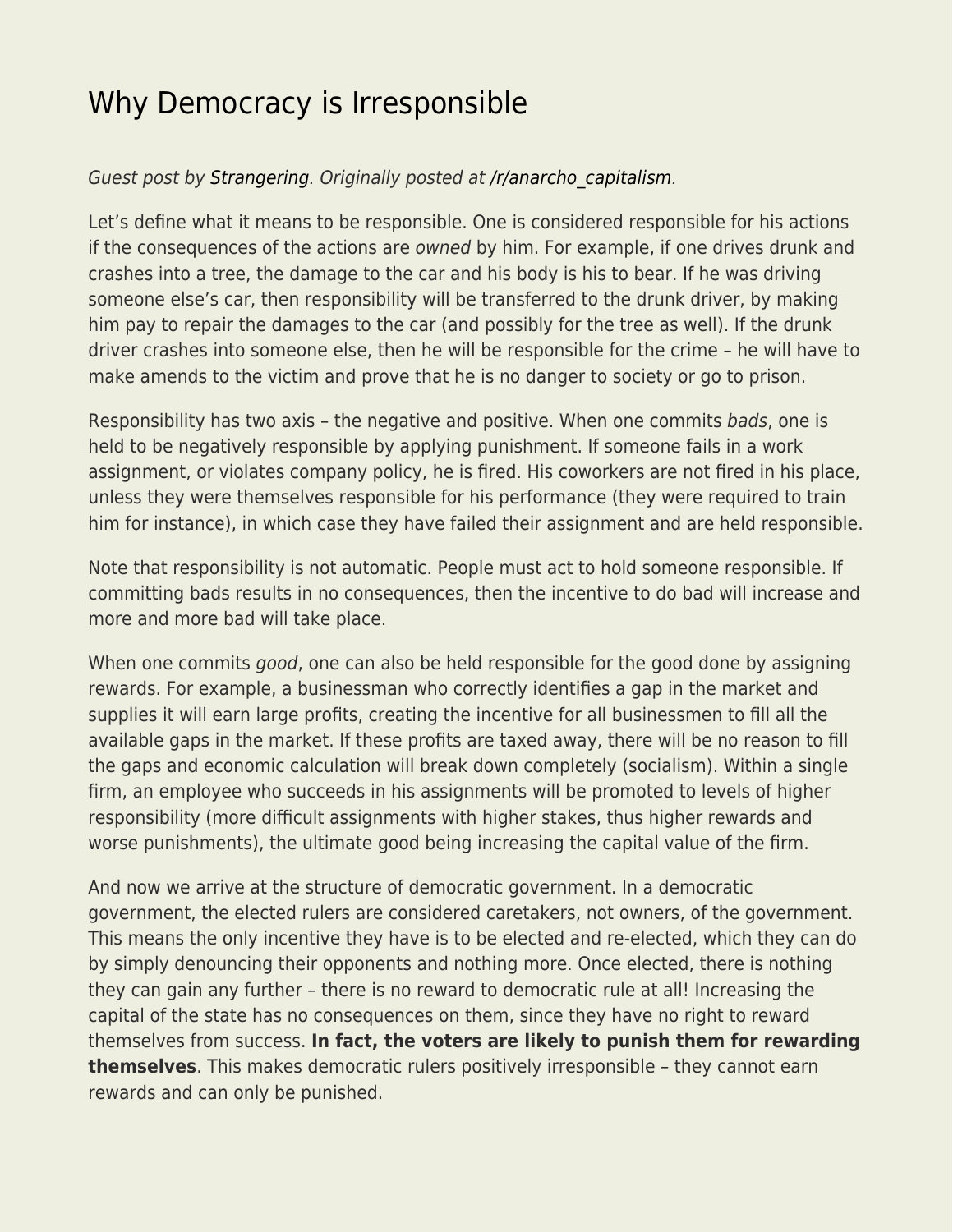# Why Democracy is Irresponsible

*Guest post by Strangering. Originally posted at /r/anarcho_capitalism.*

Let's define what it means to be responsible. One is considered responsible for his actions if the consequences of the actions are *owned* by him. For example, if one drives drunk and crashes into a tree, the damage to the car and his body is his to bear. If he was driving someone else's car, then responsibility will be transferred to the drunk driver, by making him pay to repair the damages to the car (and possibly for the tree as well). If the drunk driver crashes into someone else, then he will be responsible for the crime – he will have to make amends to the victim and prove that he is no danger to society or go to prison.

Responsibility has two axis – the negative and positive. When one commits *bads*, one is held to be negatively responsible by applying punishment. If someone fails in a work assignment, or violates company policy, he is fired. His coworkers are not fired in his place, unless they were themselves responsible for his performance (they were required to train him for instance), in which case they have failed their assignment and are held responsible.

Note that responsibility is not automatic. People must act to hold someone responsible. If committing bads results in no consequences, then the incentive to do bad will increase and more and more bad will take place.

When one commits *good*, one can also be held responsible for the good done by assigning rewards. For example, a businessman who correctly identifies a gap in the market and supplies it will earn large profits, creating the incentive for all businessmen to fill all the available gaps in the market. If these profits are taxed away, there will be no reason to fill the gaps and economic calculation will break down completely (socialism). Within a single firm, an employee who succeeds in his assignments will be promoted to levels of higher responsibility (more difficult assignments with higher stakes, thus higher rewards and worse punishments), the ultimate good being increasing the capital value of the firm.

And now we arrive at the structure of democratic government. In a democratic government, the elected rulers are considered caretakers, not owners, of the government. This means the only incentive they have is to be elected and re-elected, which they can do by simply denouncing their opponents and nothing more. Once elected, there is nothing they can gain any further – there is no reward to democratic rule at all! Increasing the capital of the state has no consequences on them, since they have no right to reward themselves from success. **In fact, the voters are likely to punish them for rewarding themselves**. This makes democratic rulers positively irresponsible – they cannot earn rewards and can only be punished.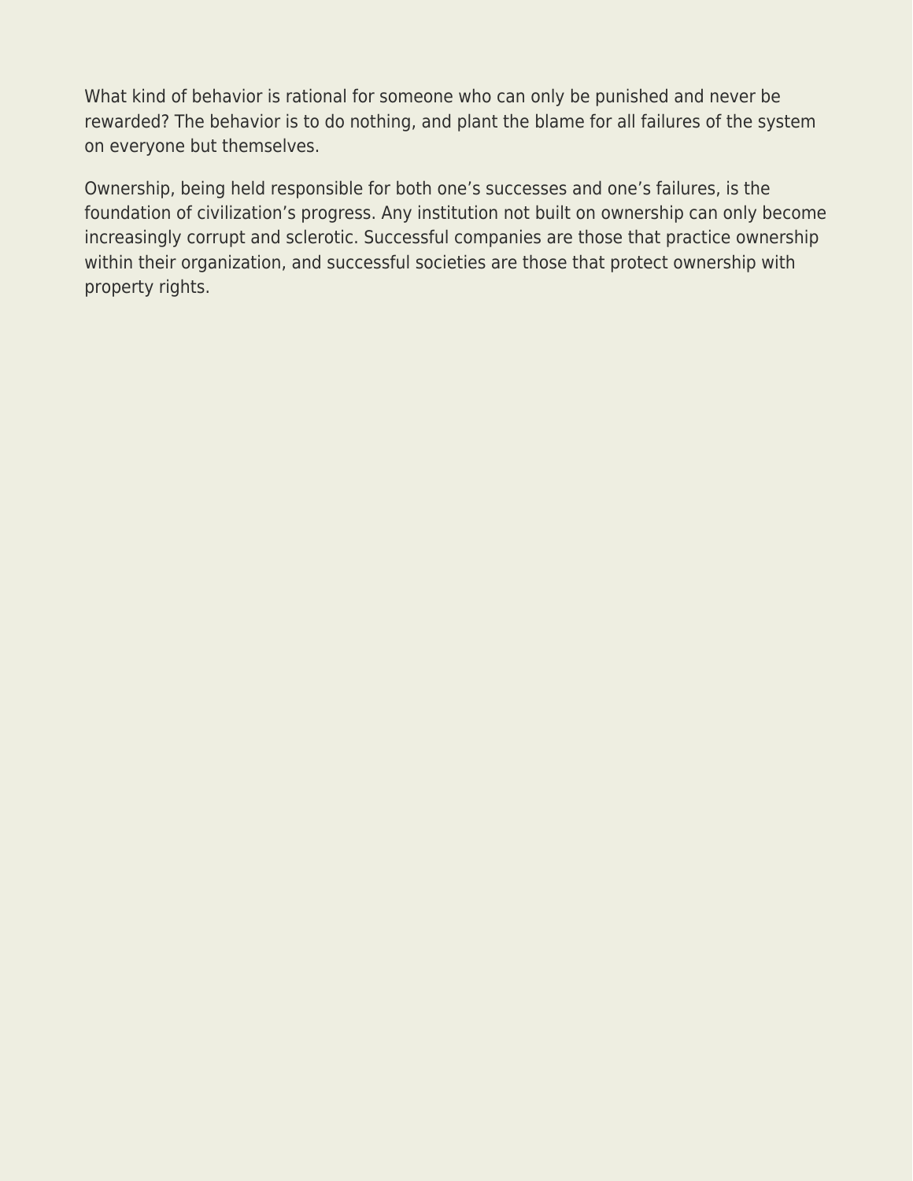What kind of behavior is rational for someone who can only be punished and never be rewarded? The behavior is to do nothing, and plant the blame for all failures of the system on everyone but themselves.

Ownership, being held responsible for both one's successes and one's failures, is the foundation of civilization's progress. Any institution not built on ownership can only become increasingly corrupt and sclerotic. Successful companies are those that practice ownership within their organization, and successful societies are those that protect ownership with property rights.